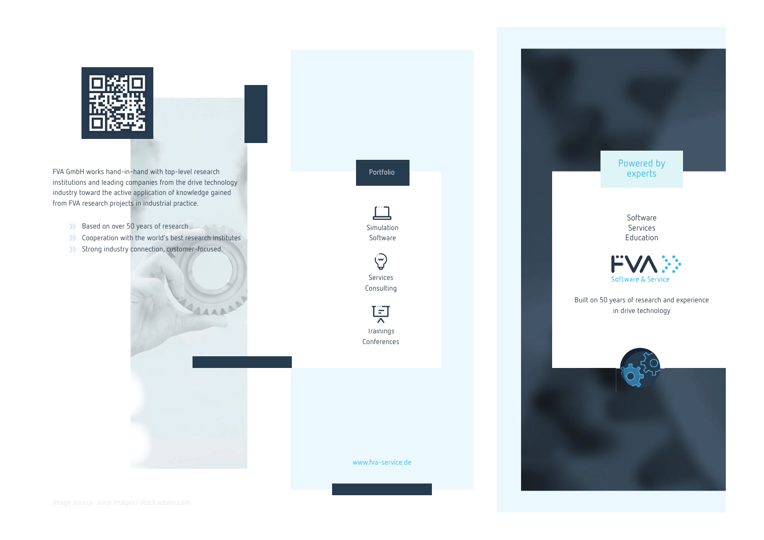FVA GmbH works hand-in-hand with top-level research institutions and leading companies from the drive technology industry toward the active application of knowledge gained from FVA research projects in industrial practice.

- Based on over 50 years of research
- Cooperation with the world's best research institutes
- Strong industry connection, customer-focused

## Portfolio

Simulation
Software

Services
Consulting

Trainings
Conferences

www.fva-service.de

## Powered by experts

Software
Services
Education

FVA
Software & Service

Built on 50 years of research and experience in drive technology

Image source: Juice images/ stock.adobe.com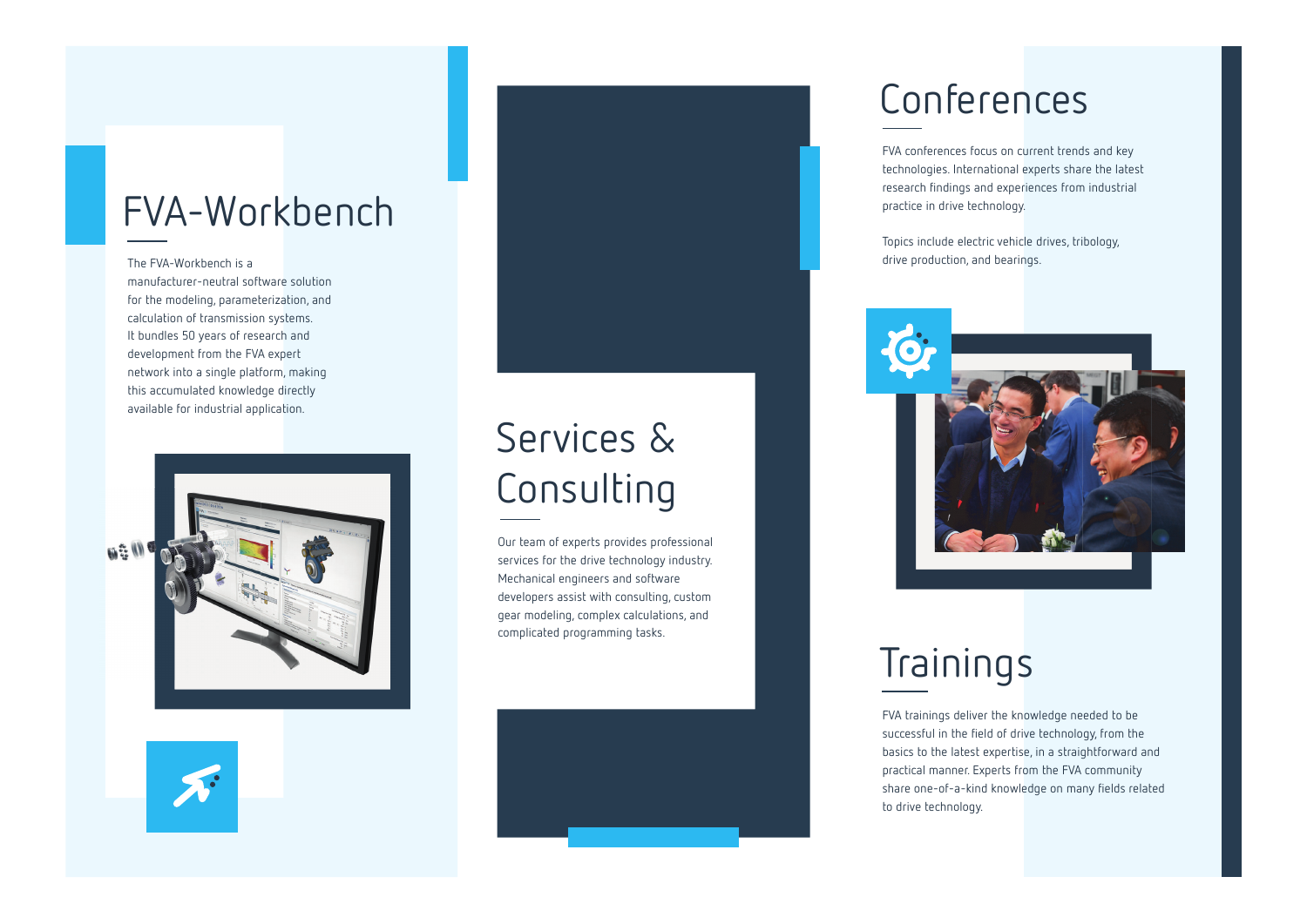# FVA-Workbench

The FVA-Workbench is a manufacturer-neutral software solution for the modeling, parameterization, and calculation of transmission systems. It bundles 50 years of research and development from the FVA expert network into a single platform, making this accumulated knowledge directly available for industrial application.

# Services & Consulting

Our team of experts provides professional services for the drive technology industry. Mechanical engineers and software developers assist with consulting, custom gear modeling, complex calculations, and complicated programming tasks.

# Conferences

FVA conferences focus on current trends and key technologies. International experts share the latest research findings and experiences from industrial practice in drive technology.

Topics include electric vehicle drives, tribology, drive production, and bearings.

# Trainings

FVA trainings deliver the knowledge needed to be successful in the field of drive technology, from the basics to the latest expertise, in a straightforward and practical manner. Experts from the FVA community share one-of-a-kind knowledge on many fields related to drive technology.